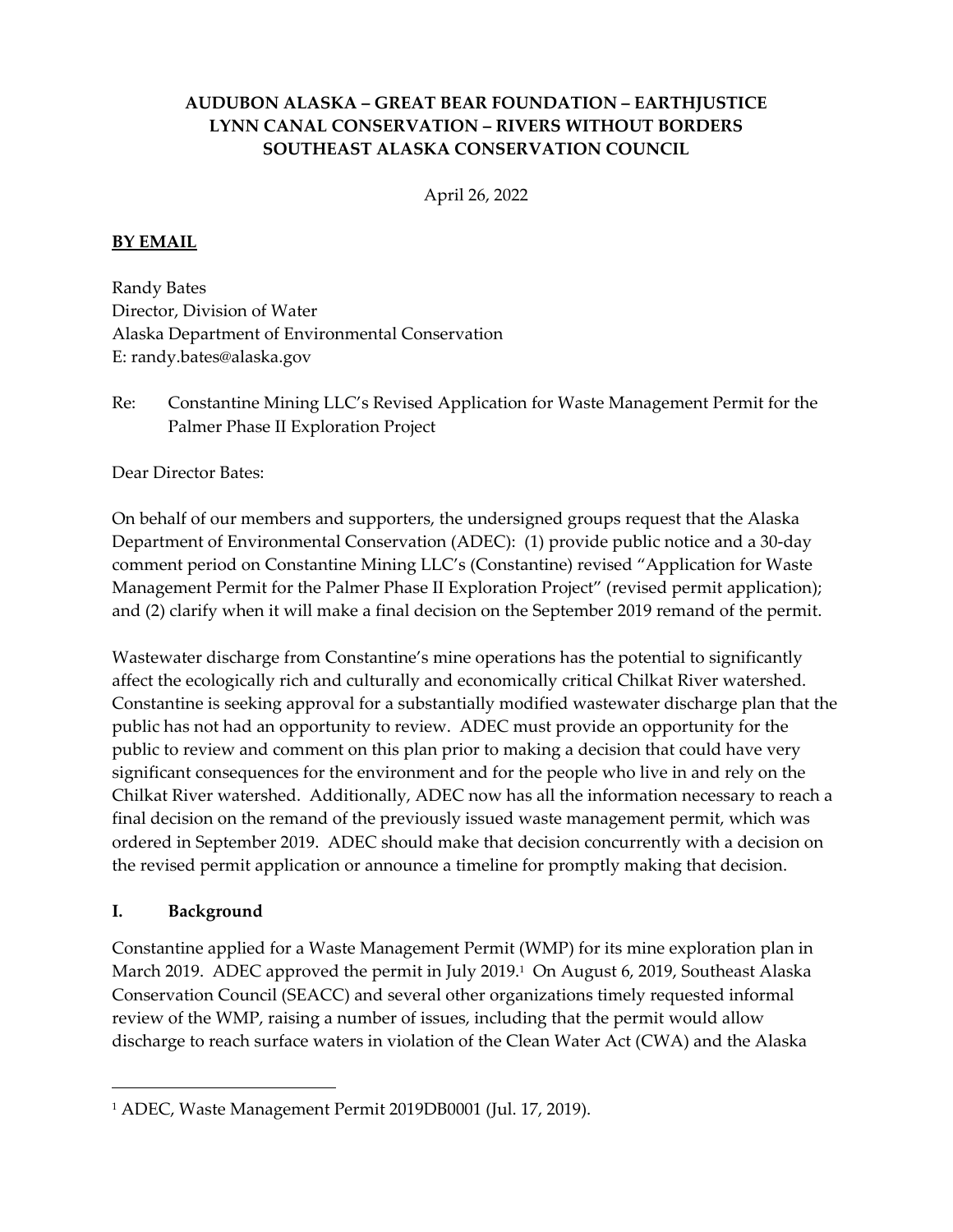**AUDUBON ALASKA – GREAT BEAR FOUNDATION – EARTHJUSTICE**
**LYNN CANAL CONSERVATION – RIVERS WITHOUT BORDERS**
**SOUTHEAST ALASKA CONSERVATION COUNCIL**

April 26, 2022

**BY EMAIL**

Randy Bates
Director, Division of Water
Alaska Department of Environmental Conservation
E: randy.bates@alaska.gov

Re: Constantine Mining LLC's Revised Application for Waste Management Permit for the Palmer Phase II Exploration Project

Dear Director Bates:

On behalf of our members and supporters, the undersigned groups request that the Alaska Department of Environmental Conservation (ADEC): (1) provide public notice and a 30-day comment period on Constantine Mining LLC's (Constantine) revised "Application for Waste Management Permit for the Palmer Phase II Exploration Project" (revised permit application); and (2) clarify when it will make a final decision on the September 2019 remand of the permit.

Wastewater discharge from Constantine's mine operations has the potential to significantly affect the ecologically rich and culturally and economically critical Chilkat River watershed. Constantine is seeking approval for a substantially modified wastewater discharge plan that the public has not had an opportunity to review. ADEC must provide an opportunity for the public to review and comment on this plan prior to making a decision that could have very significant consequences for the environment and for the people who live in and rely on the Chilkat River watershed. Additionally, ADEC now has all the information necessary to reach a final decision on the remand of the previously issued waste management permit, which was ordered in September 2019. ADEC should make that decision concurrently with a decision on the revised permit application or announce a timeline for promptly making that decision.

## I. Background

Constantine applied for a Waste Management Permit (WMP) for its mine exploration plan in March 2019. ADEC approved the permit in July 2019.[1] On August 6, 2019, Southeast Alaska Conservation Council (SEACC) and several other organizations timely requested informal review of the WMP, raising a number of issues, including that the permit would allow discharge to reach surface waters in violation of the Clean Water Act (CWA) and the Alaska

[1] ADEC, Waste Management Permit 2019DB0001 (Jul. 17, 2019).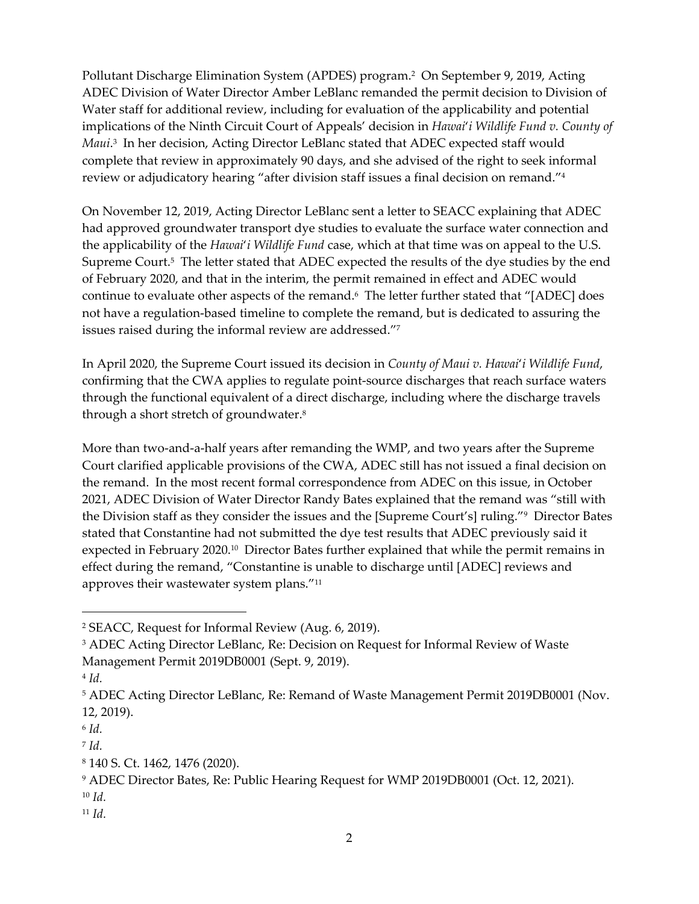Pollutant Discharge Elimination System (APDES) program.[2] On September 9, 2019, Acting ADEC Division of Water Director Amber LeBlanc remanded the permit decision to Division of Water staff for additional review, including for evaluation of the applicability and potential implications of the Ninth Circuit Court of Appeals' decision in *Hawai'i Wildlife Fund v. County of Maui*.[3] In her decision, Acting Director LeBlanc stated that ADEC expected staff would complete that review in approximately 90 days, and she advised of the right to seek informal review or adjudicatory hearing "after division staff issues a final decision on remand."[4]

On November 12, 2019, Acting Director LeBlanc sent a letter to SEACC explaining that ADEC had approved groundwater transport dye studies to evaluate the surface water connection and the applicability of the *Hawai'i Wildlife Fund* case, which at that time was on appeal to the U.S. Supreme Court.[5] The letter stated that ADEC expected the results of the dye studies by the end of February 2020, and that in the interim, the permit remained in effect and ADEC would continue to evaluate other aspects of the remand.[6] The letter further stated that "[ADEC] does not have a regulation-based timeline to complete the remand, but is dedicated to assuring the issues raised during the informal review are addressed."[7]

In April 2020, the Supreme Court issued its decision in *County of Maui v. Hawai'i Wildlife Fund*, confirming that the CWA applies to regulate point-source discharges that reach surface waters through the functional equivalent of a direct discharge, including where the discharge travels through a short stretch of groundwater.[8]

More than two-and-a-half years after remanding the WMP, and two years after the Supreme Court clarified applicable provisions of the CWA, ADEC still has not issued a final decision on the remand. In the most recent formal correspondence from ADEC on this issue, in October 2021, ADEC Division of Water Director Randy Bates explained that the remand was "still with the Division staff as they consider the issues and the [Supreme Court's] ruling."[9] Director Bates stated that Constantine had not submitted the dye test results that ADEC previously said it expected in February 2020.[10] Director Bates further explained that while the permit remains in effect during the remand, "Constantine is unable to discharge until [ADEC] reviews and approves their wastewater system plans."[11]

---

[2] SEACC, Request for Informal Review (Aug. 6, 2019).

[3] ADEC Acting Director LeBlanc, Re: Decision on Request for Informal Review of Waste Management Permit 2019DB0001 (Sept. 9, 2019).

[4] *Id.*

[5] ADEC Acting Director LeBlanc, Re: Remand of Waste Management Permit 2019DB0001 (Nov. 12, 2019).

[6] *Id.*

[7] *Id.*

[8] 140 S. Ct. 1462, 1476 (2020).

[9] ADEC Director Bates, Re: Public Hearing Request for WMP 2019DB0001 (Oct. 12, 2021).

[10] *Id.*

[11] *Id.*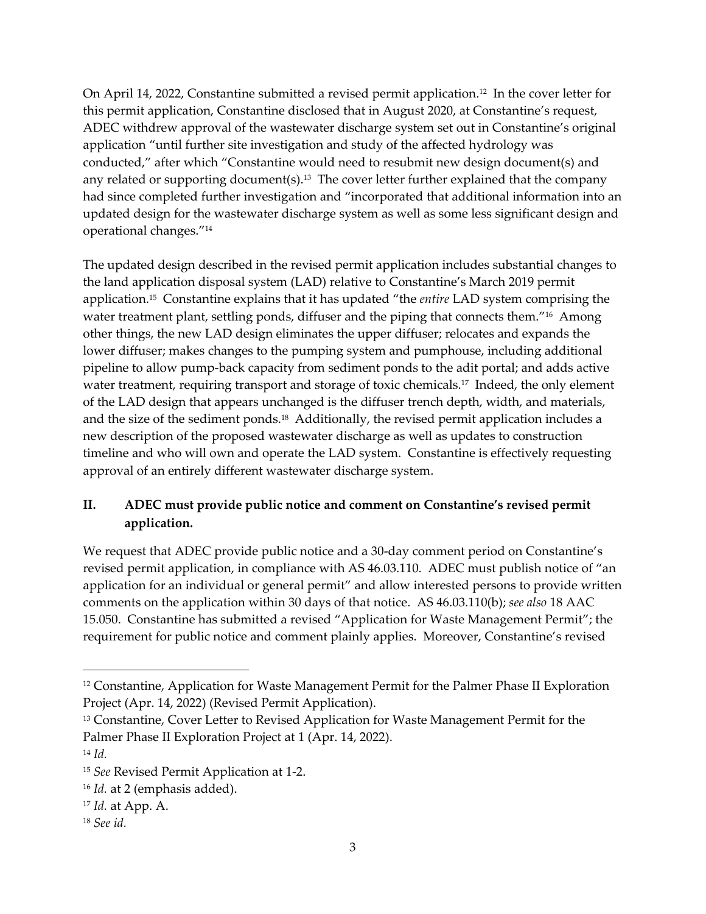On April 14, 2022, Constantine submitted a revised permit application.[12] In the cover letter for this permit application, Constantine disclosed that in August 2020, at Constantine's request, ADEC withdrew approval of the wastewater discharge system set out in Constantine's original application "until further site investigation and study of the affected hydrology was conducted," after which "Constantine would need to resubmit new design document(s) and any related or supporting document(s).[13] The cover letter further explained that the company had since completed further investigation and "incorporated that additional information into an updated design for the wastewater discharge system as well as some less significant design and operational changes."[14]

The updated design described in the revised permit application includes substantial changes to the land application disposal system (LAD) relative to Constantine's March 2019 permit application.[15] Constantine explains that it has updated "the *entire* LAD system comprising the water treatment plant, settling ponds, diffuser and the piping that connects them."[16] Among other things, the new LAD design eliminates the upper diffuser; relocates and expands the lower diffuser; makes changes to the pumping system and pumphouse, including additional pipeline to allow pump-back capacity from sediment ponds to the adit portal; and adds active water treatment, requiring transport and storage of toxic chemicals.[17] Indeed, the only element of the LAD design that appears unchanged is the diffuser trench depth, width, and materials, and the size of the sediment ponds.[18] Additionally, the revised permit application includes a new description of the proposed wastewater discharge as well as updates to construction timeline and who will own and operate the LAD system. Constantine is effectively requesting approval of an entirely different wastewater discharge system.

## II. ADEC must provide public notice and comment on Constantine's revised permit application.

We request that ADEC provide public notice and a 30-day comment period on Constantine's revised permit application, in compliance with AS 46.03.110. ADEC must publish notice of "an application for an individual or general permit" and allow interested persons to provide written comments on the application within 30 days of that notice. AS 46.03.110(b); *see also* 18 AAC 15.050. Constantine has submitted a revised "Application for Waste Management Permit"; the requirement for public notice and comment plainly applies. Moreover, Constantine's revised

---

[12] Constantine, Application for Waste Management Permit for the Palmer Phase II Exploration Project (Apr. 14, 2022) (Revised Permit Application).

[13] Constantine, Cover Letter to Revised Application for Waste Management Permit for the Palmer Phase II Exploration Project at 1 (Apr. 14, 2022).

[14] *Id.*

[15] *See* Revised Permit Application at 1-2.

[16] *Id.* at 2 (emphasis added).

[17] *Id.* at App. A.

[18] *See id.*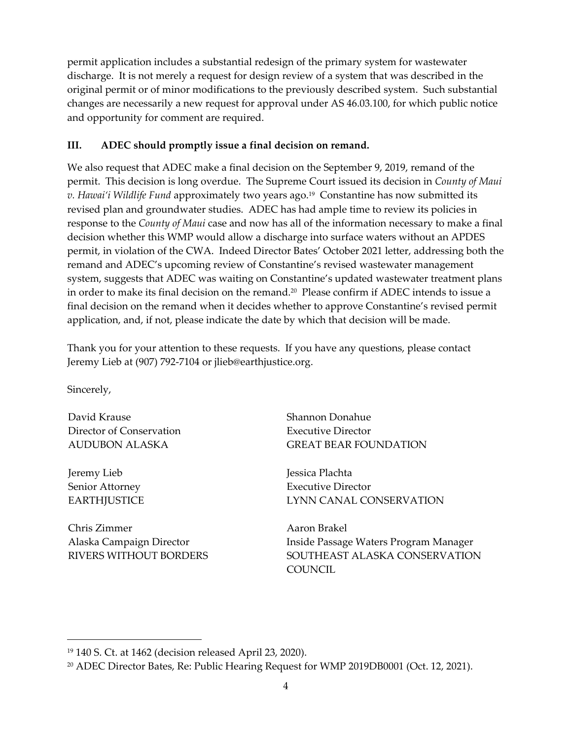permit application includes a substantial redesign of the primary system for wastewater discharge. It is not merely a request for design review of a system that was described in the original permit or of minor modifications to the previously described system. Such substantial changes are necessarily a new request for approval under AS 46.03.100, for which public notice and opportunity for comment are required.

## III. ADEC should promptly issue a final decision on remand.

We also request that ADEC make a final decision on the September 9, 2019, remand of the permit. This decision is long overdue. The Supreme Court issued its decision in *County of Maui v. Hawai'i Wildlife Fund* approximately two years ago.[19] Constantine has now submitted its revised plan and groundwater studies. ADEC has had ample time to review its policies in response to the *County of Maui* case and now has all of the information necessary to make a final decision whether this WMP would allow a discharge into surface waters without an APDES permit, in violation of the CWA. Indeed Director Bates' October 2021 letter, addressing both the remand and ADEC's upcoming review of Constantine's revised wastewater management system, suggests that ADEC was waiting on Constantine's updated wastewater treatment plans in order to make its final decision on the remand.[20] Please confirm if ADEC intends to issue a final decision on the remand when it decides whether to approve Constantine's revised permit application, and, if not, please indicate the date by which that decision will be made.

Thank you for your attention to these requests. If you have any questions, please contact Jeremy Lieb at (907) 792-7104 or jlieb@earthjustice.org.

Sincerely,

David Krause
Director of Conservation
AUDUBON ALASKA

Jeremy Lieb
Senior Attorney
EARTHJUSTICE

Chris Zimmer
Alaska Campaign Director
RIVERS WITHOUT BORDERS

Shannon Donahue
Executive Director
GREAT BEAR FOUNDATION

Jessica Plachta
Executive Director
LYNN CANAL CONSERVATION

Aaron Brakel
Inside Passage Waters Program Manager
SOUTHEAST ALASKA CONSERVATION COUNCIL

---

[19] 140 S. Ct. at 1462 (decision released April 23, 2020).

[20] ADEC Director Bates, Re: Public Hearing Request for WMP 2019DB0001 (Oct. 12, 2021).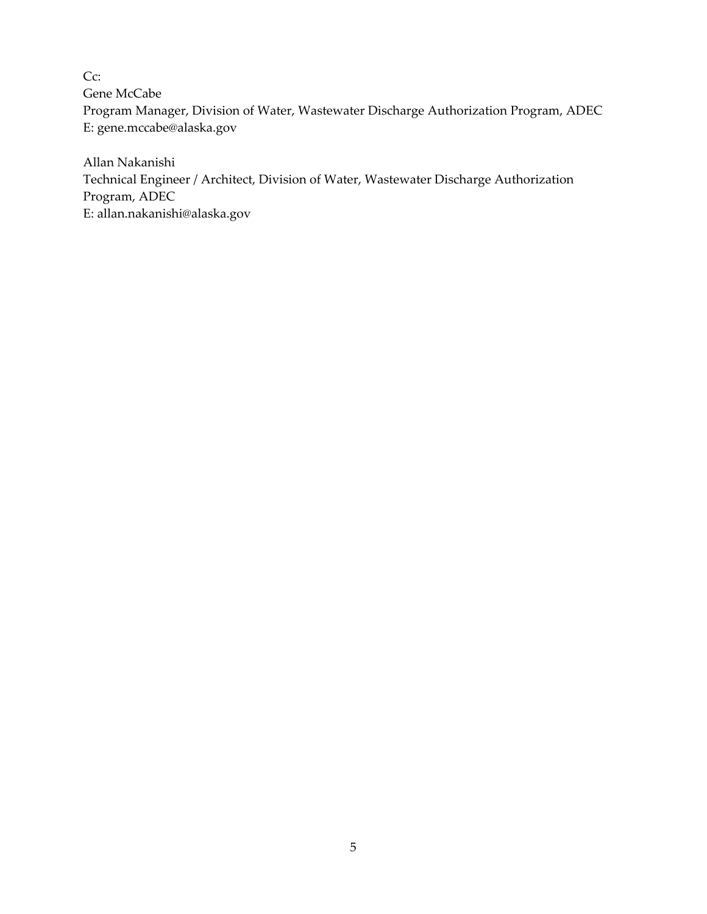Cc:

Gene McCabe
Program Manager, Division of Water, Wastewater Discharge Authorization Program, ADEC
E: gene.mccabe@alaska.gov

Allan Nakanishi
Technical Engineer / Architect, Division of Water, Wastewater Discharge Authorization Program, ADEC
E: allan.nakanishi@alaska.gov